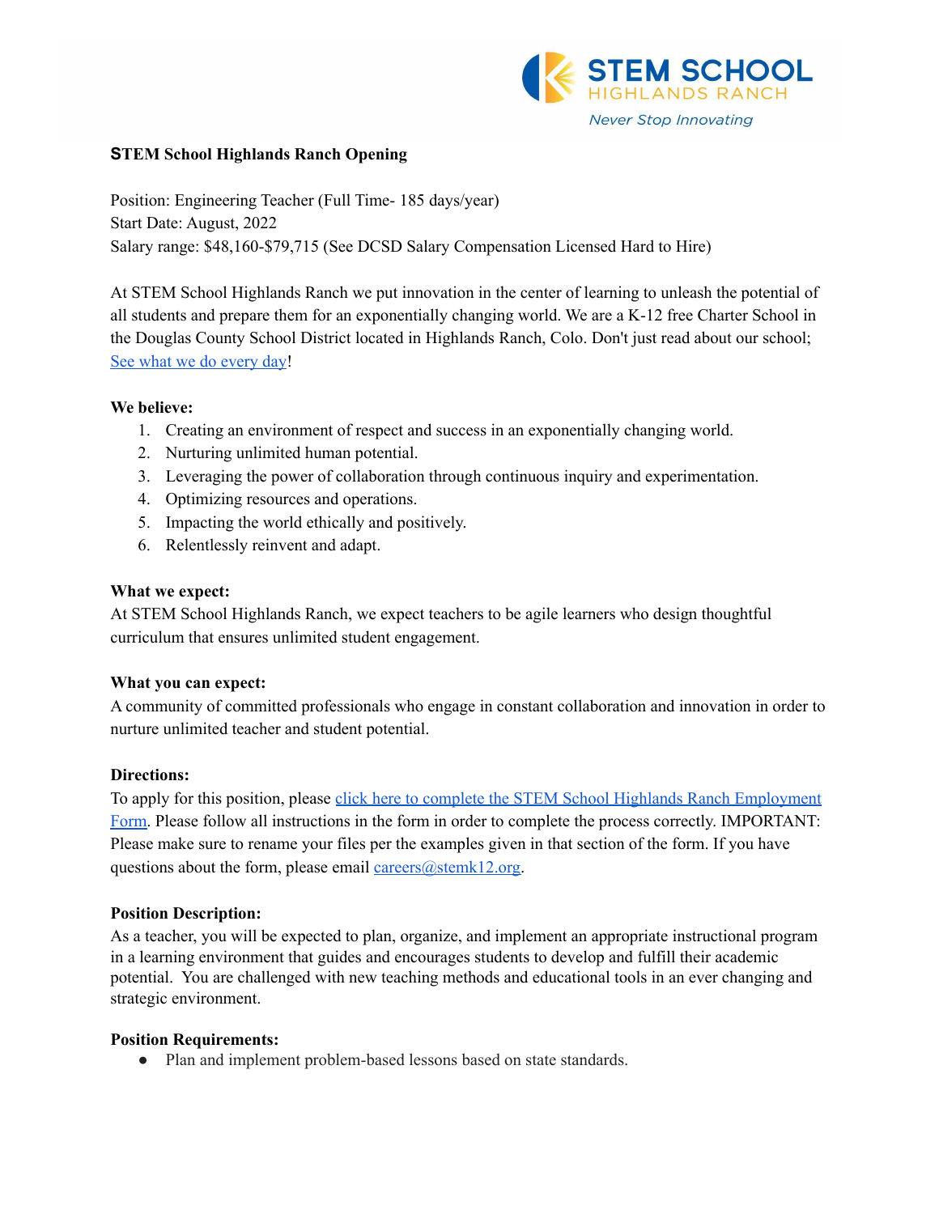**STEM School Highlands Ranch Opening**

Position: Engineering Teacher (Full Time- 185 days/year)
Start Date: August, 2022
Salary range: $48,160-$79,715 (See DCSD Salary Compensation Licensed Hard to Hire)

At STEM School Highlands Ranch we put innovation in the center of learning to unleash the potential of all students and prepare them for an exponentially changing world. We are a K-12 free Charter School in the Douglas County School District located in Highlands Ranch, Colo. Don't just read about our school; [See what we do every day]!

**We believe:**

1. Creating an environment of respect and success in an exponentially changing world.
2. Nurturing unlimited human potential.
3. Leveraging the power of collaboration through continuous inquiry and experimentation.
4. Optimizing resources and operations.
5. Impacting the world ethically and positively.
6. Relentlessly reinvent and adapt.

**What we expect:**
At STEM School Highlands Ranch, we expect teachers to be agile learners who design thoughtful curriculum that ensures unlimited student engagement.

**What you can expect:**
A community of committed professionals who engage in constant collaboration and innovation in order to nurture unlimited teacher and student potential.

**Directions:**
To apply for this position, please [click here to complete the STEM School Highlands Ranch Employment Form]. Please follow all instructions in the form in order to complete the process correctly. IMPORTANT: Please make sure to rename your files per the examples given in that section of the form. If you have questions about the form, please email careers@stemk12.org.

**Position Description:**
As a teacher, you will be expected to plan, organize, and implement an appropriate instructional program in a learning environment that guides and encourages students to develop and fulfill their academic potential. You are challenged with new teaching methods and educational tools in an ever changing and strategic environment.

**Position Requirements:**

- Plan and implement problem-based lessons based on state standards.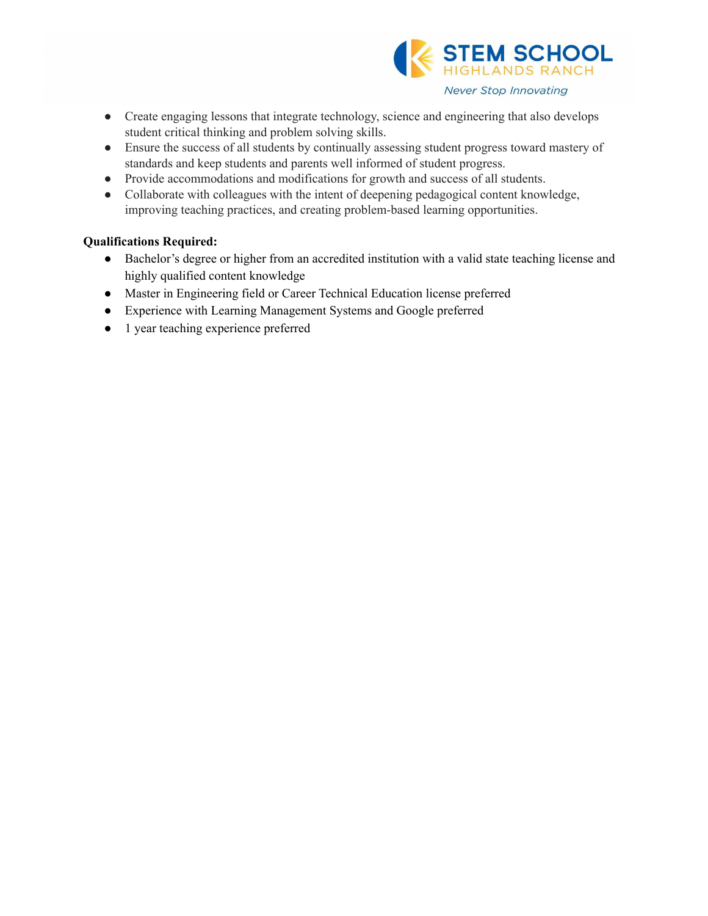- Create engaging lessons that integrate technology, science and engineering that also develops student critical thinking and problem solving skills.
- Ensure the success of all students by continually assessing student progress toward mastery of standards and keep students and parents well informed of student progress.
- Provide accommodations and modifications for growth and success of all students.
- Collaborate with colleagues with the intent of deepening pedagogical content knowledge, improving teaching practices, and creating problem-based learning opportunities.

**Qualifications Required:**

- Bachelor's degree or higher from an accredited institution with a valid state teaching license and highly qualified content knowledge
- Master in Engineering field or Career Technical Education license preferred
- Experience with Learning Management Systems and Google preferred
- 1 year teaching experience preferred